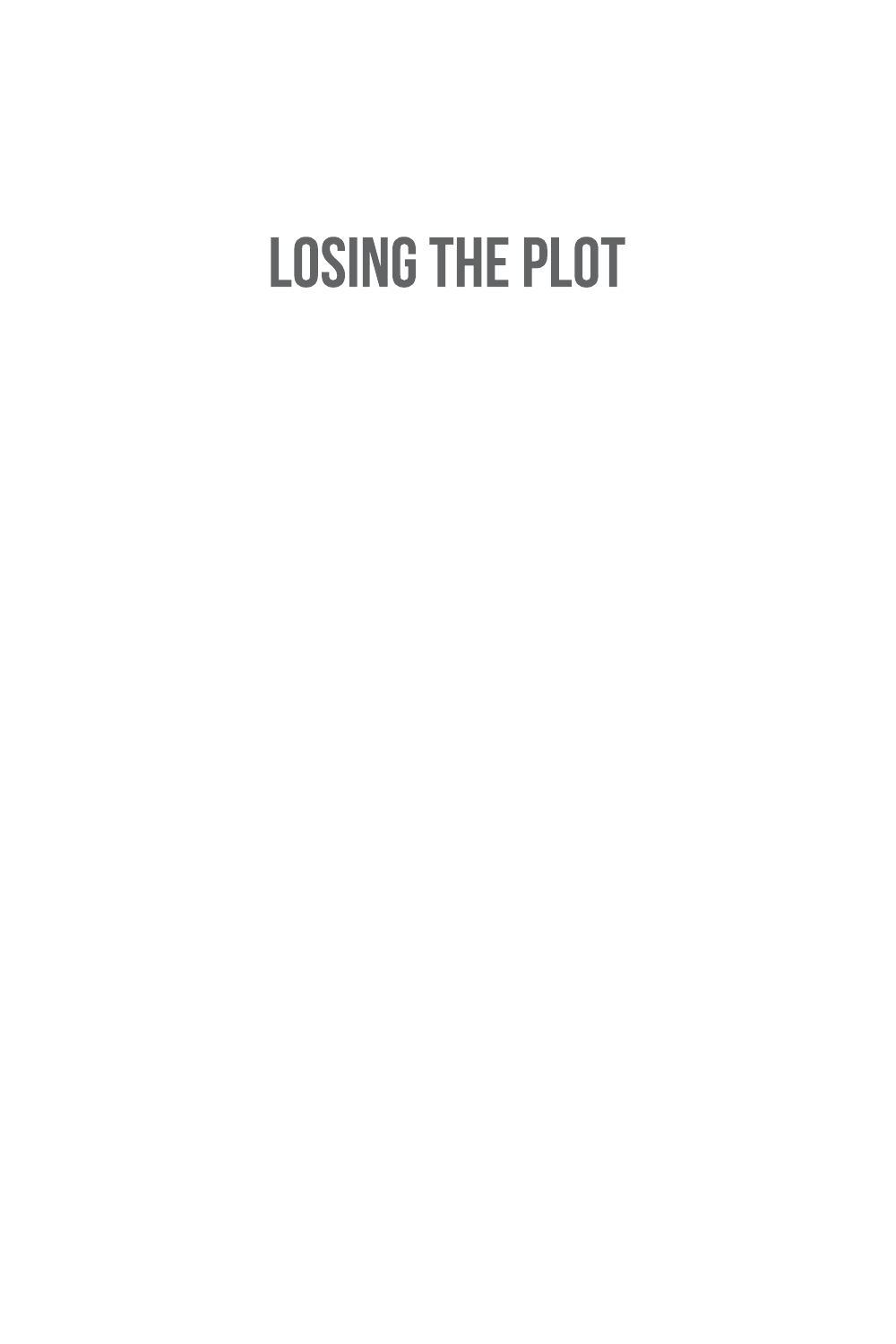# LOSING THE PLOT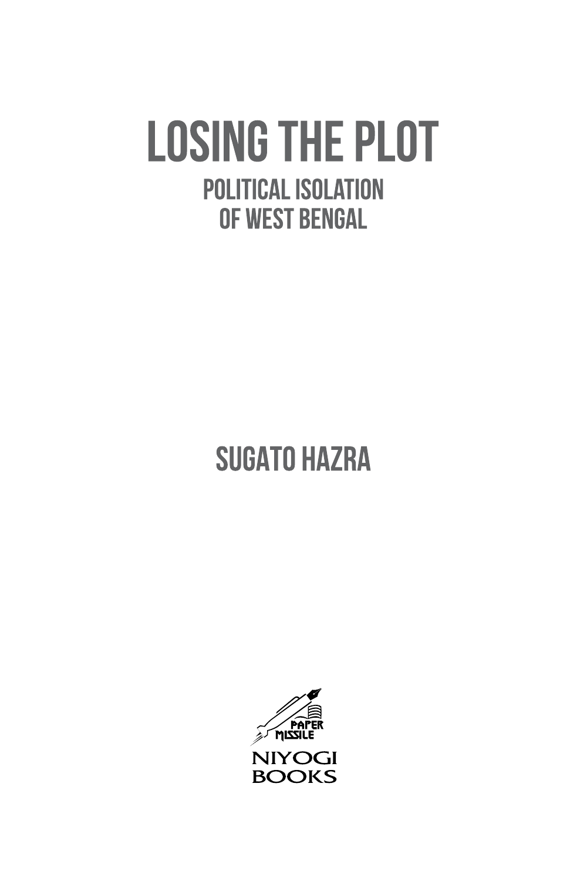# LOSING THE PLOT

## POLITICAL ISOLATION OF WEST BENGAL

### SUGATO HAZRA

PAPER MISSILE

NIYOGI BOOKS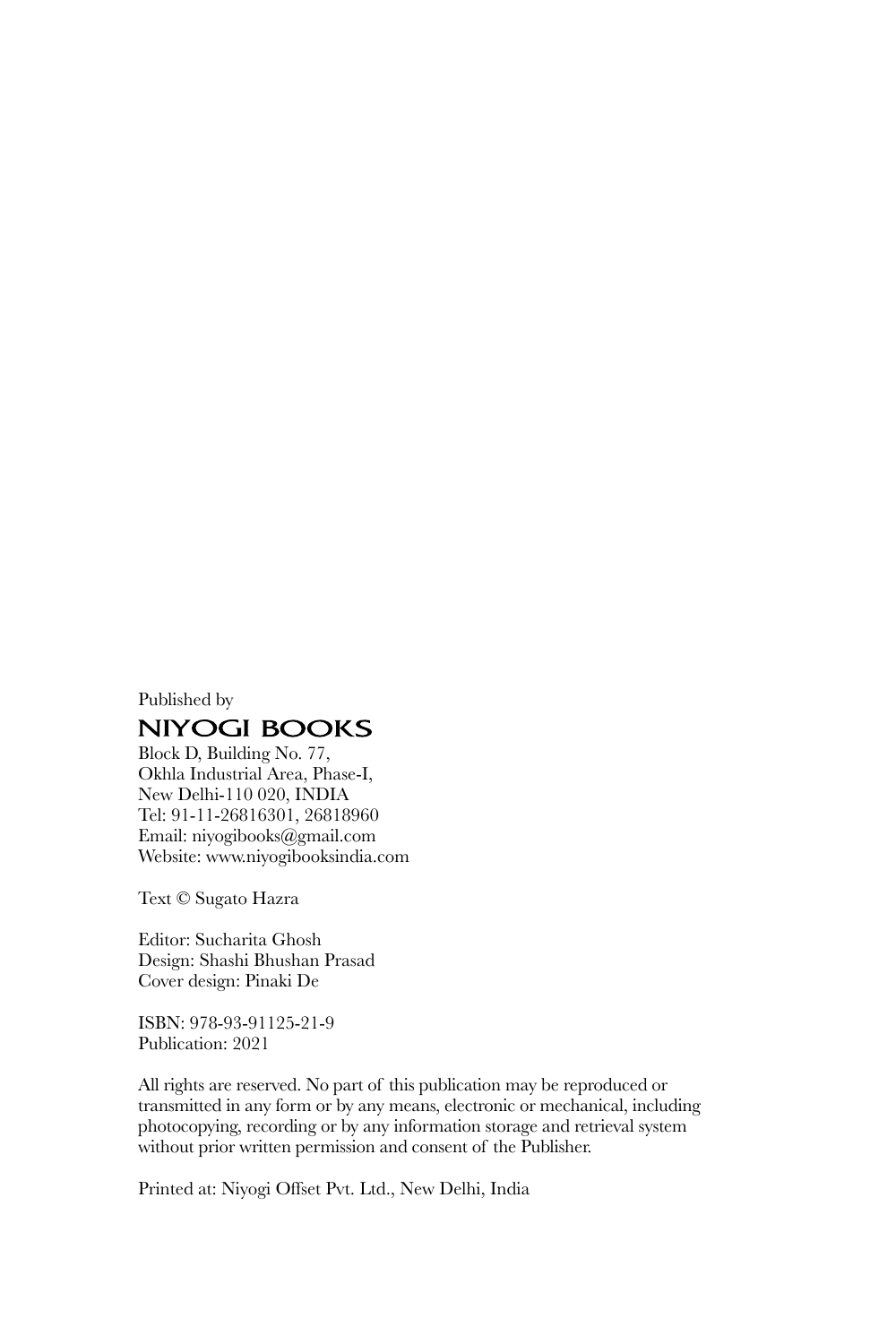Published by

**NIYOGI BOOKS**

Block D, Building No. 77,
Okhla Industrial Area, Phase-I,
New Delhi-110 020, INDIA
Tel: 91-11-26816301, 26818960
Email: niyogibooks@gmail.com
Website: www.niyogibooksindia.com

Text © Sugato Hazra

Editor: Sucharita Ghosh
Design: Shashi Bhushan Prasad
Cover design: Pinaki De

ISBN: 978-93-91125-21-9
Publication: 2021

All rights are reserved. No part of this publication may be reproduced or transmitted in any form or by any means, electronic or mechanical, including photocopying, recording or by any information storage and retrieval system without prior written permission and consent of the Publisher.

Printed at: Niyogi Offset Pvt. Ltd., New Delhi, India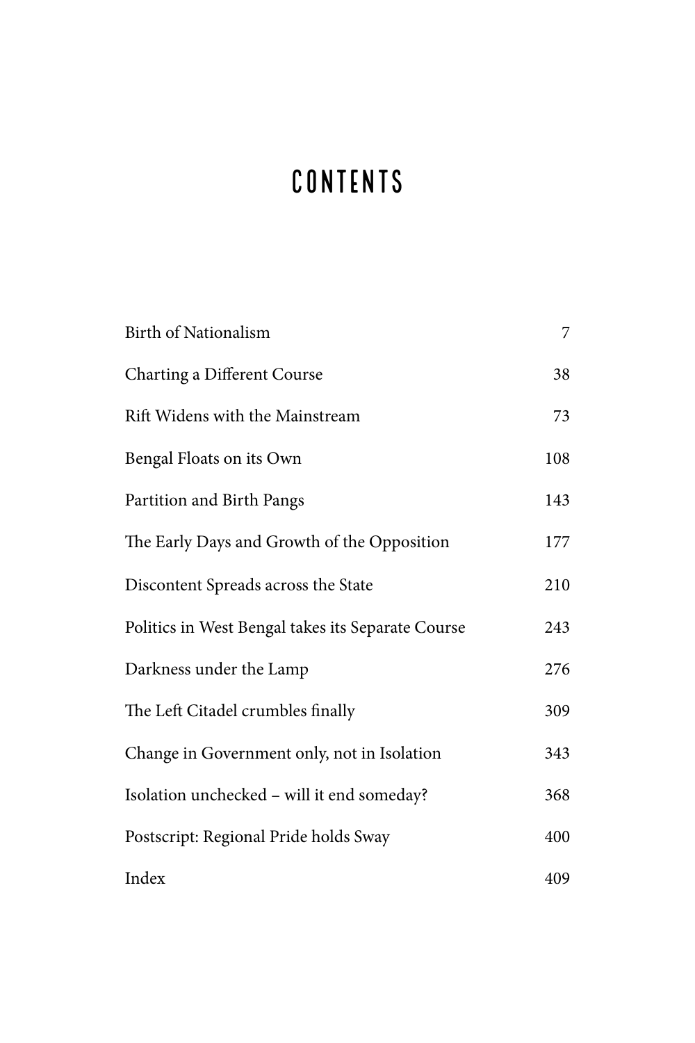# CONTENTS

| | |
|---|---|
| Birth of Nationalism | 7 |
| Charting a Different Course | 38 |
| Rift Widens with the Mainstream | 73 |
| Bengal Floats on its Own | 108 |
| Partition and Birth Pangs | 143 |
| The Early Days and Growth of the Opposition | 177 |
| Discontent Spreads across the State | 210 |
| Politics in West Bengal takes its Separate Course | 243 |
| Darkness under the Lamp | 276 |
| The Left Citadel crumbles finally | 309 |
| Change in Government only, not in Isolation | 343 |
| Isolation unchecked – will it end someday? | 368 |
| Postscript: Regional Pride holds Sway | 400 |
| Index | 409 |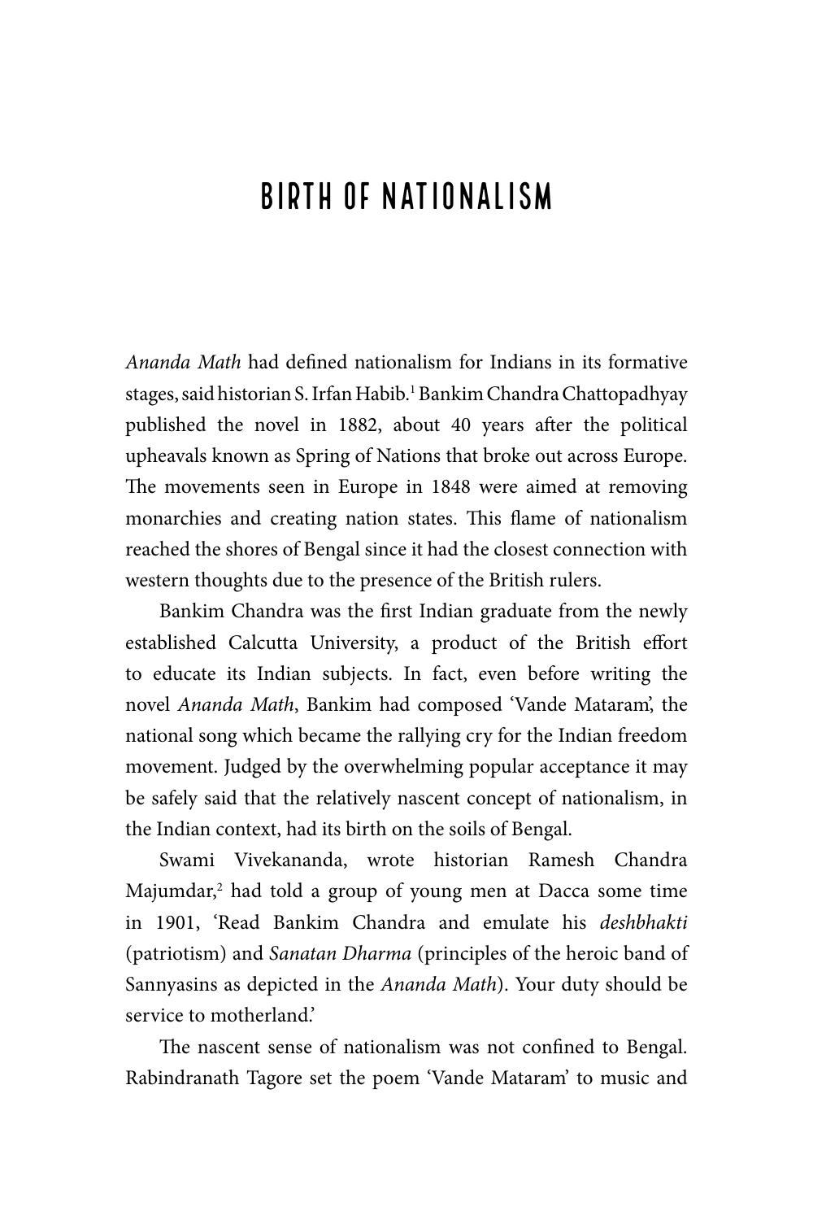# BIRTH OF NATIONALISM

*Ananda Math* had defined nationalism for Indians in its formative stages, said historian S. Irfan Habib.[1] Bankim Chandra Chattopadhyay published the novel in 1882, about 40 years after the political upheavals known as Spring of Nations that broke out across Europe. The movements seen in Europe in 1848 were aimed at removing monarchies and creating nation states. This flame of nationalism reached the shores of Bengal since it had the closest connection with western thoughts due to the presence of the British rulers.

Bankim Chandra was the first Indian graduate from the newly established Calcutta University, a product of the British effort to educate its Indian subjects. In fact, even before writing the novel *Ananda Math*, Bankim had composed 'Vande Mataram', the national song which became the rallying cry for the Indian freedom movement. Judged by the overwhelming popular acceptance it may be safely said that the relatively nascent concept of nationalism, in the Indian context, had its birth on the soils of Bengal.

Swami Vivekananda, wrote historian Ramesh Chandra Majumdar,[2] had told a group of young men at Dacca some time in 1901, 'Read Bankim Chandra and emulate his *deshbhakti* (patriotism) and *Sanatan Dharma* (principles of the heroic band of Sannyasins as depicted in the *Ananda Math*). Your duty should be service to motherland.'

The nascent sense of nationalism was not confined to Bengal. Rabindranath Tagore set the poem 'Vande Mataram' to music and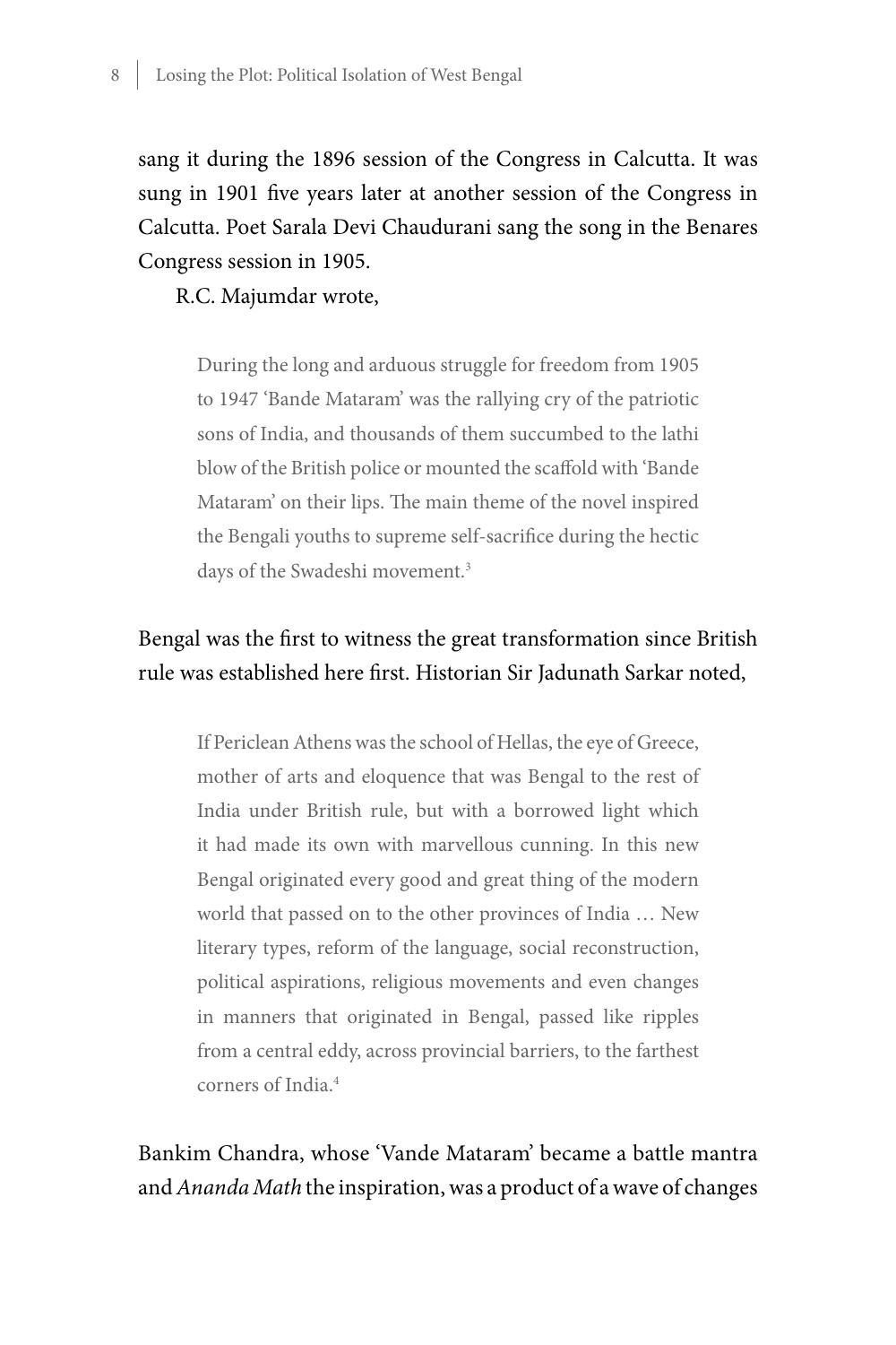sang it during the 1896 session of the Congress in Calcutta. It was sung in 1901 five years later at another session of the Congress in Calcutta. Poet Sarala Devi Chaudurani sang the song in the Benares Congress session in 1905.

R.C. Majumdar wrote,

> During the long and arduous struggle for freedom from 1905 to 1947 'Bande Mataram' was the rallying cry of the patriotic sons of India, and thousands of them succumbed to the lathi blow of the British police or mounted the scaffold with 'Bande Mataram' on their lips. The main theme of the novel inspired the Bengali youths to supreme self-sacrifice during the hectic days of the Swadeshi movement.[3]

Bengal was the first to witness the great transformation since British rule was established here first. Historian Sir Jadunath Sarkar noted,

> If Periclean Athens was the school of Hellas, the eye of Greece, mother of arts and eloquence that was Bengal to the rest of India under British rule, but with a borrowed light which it had made its own with marvellous cunning. In this new Bengal originated every good and great thing of the modern world that passed on to the other provinces of India … New literary types, reform of the language, social reconstruction, political aspirations, religious movements and even changes in manners that originated in Bengal, passed like ripples from a central eddy, across provincial barriers, to the farthest corners of India.[4]

Bankim Chandra, whose 'Vande Mataram' became a battle mantra and *Ananda Math* the inspiration, was a product of a wave of changes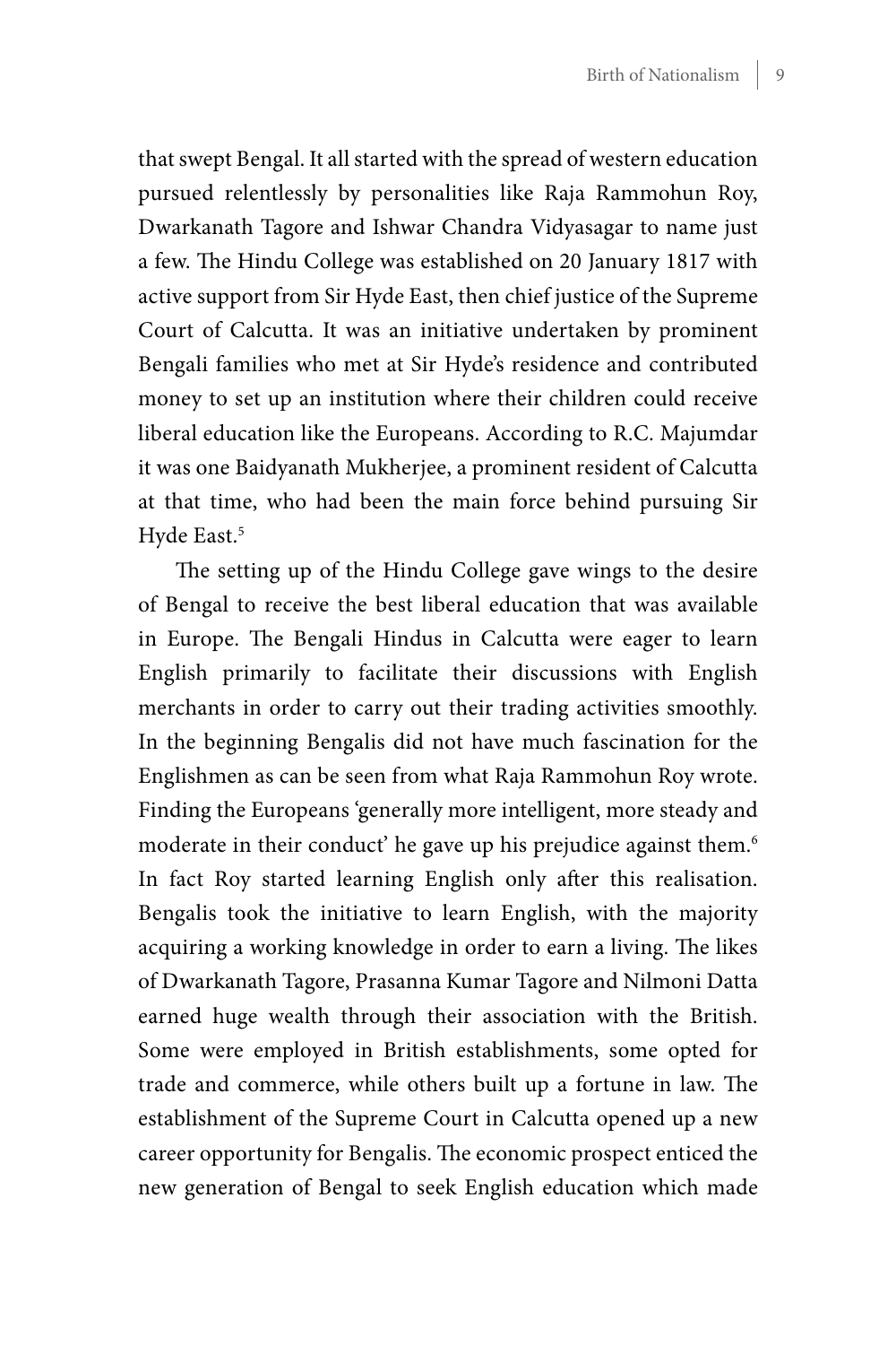that swept Bengal. It all started with the spread of western education pursued relentlessly by personalities like Raja Rammohun Roy, Dwarkanath Tagore and Ishwar Chandra Vidyasagar to name just a few. The Hindu College was established on 20 January 1817 with active support from Sir Hyde East, then chief justice of the Supreme Court of Calcutta. It was an initiative undertaken by prominent Bengali families who met at Sir Hyde's residence and contributed money to set up an institution where their children could receive liberal education like the Europeans. According to R.C. Majumdar it was one Baidyanath Mukherjee, a prominent resident of Calcutta at that time, who had been the main force behind pursuing Sir Hyde East.[5]

The setting up of the Hindu College gave wings to the desire of Bengal to receive the best liberal education that was available in Europe. The Bengali Hindus in Calcutta were eager to learn English primarily to facilitate their discussions with English merchants in order to carry out their trading activities smoothly. In the beginning Bengalis did not have much fascination for the Englishmen as can be seen from what Raja Rammohun Roy wrote. Finding the Europeans 'generally more intelligent, more steady and moderate in their conduct' he gave up his prejudice against them.[6] In fact Roy started learning English only after this realisation. Bengalis took the initiative to learn English, with the majority acquiring a working knowledge in order to earn a living. The likes of Dwarkanath Tagore, Prasanna Kumar Tagore and Nilmoni Datta earned huge wealth through their association with the British. Some were employed in British establishments, some opted for trade and commerce, while others built up a fortune in law. The establishment of the Supreme Court in Calcutta opened up a new career opportunity for Bengalis. The economic prospect enticed the new generation of Bengal to seek English education which made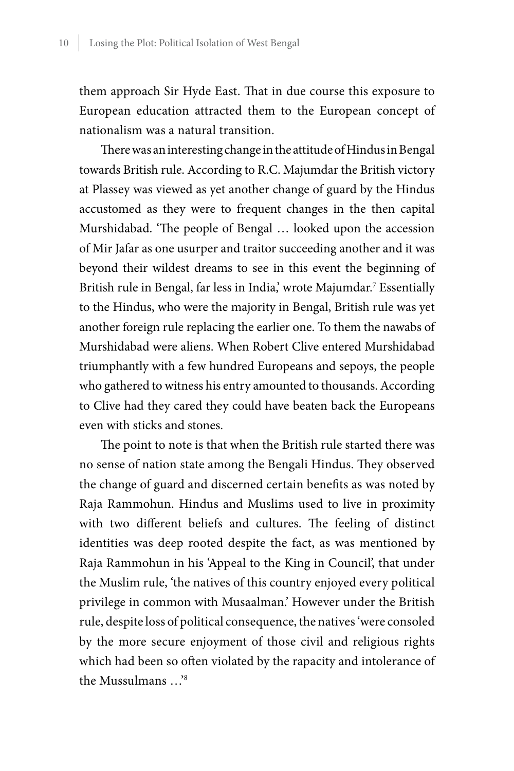them approach Sir Hyde East. That in due course this exposure to European education attracted them to the European concept of nationalism was a natural transition.

There was an interesting change in the attitude of Hindus in Bengal towards British rule. According to R.C. Majumdar the British victory at Plassey was viewed as yet another change of guard by the Hindus accustomed as they were to frequent changes in the then capital Murshidabad. 'The people of Bengal … looked upon the accession of Mir Jafar as one usurper and traitor succeeding another and it was beyond their wildest dreams to see in this event the beginning of British rule in Bengal, far less in India,' wrote Majumdar.[7] Essentially to the Hindus, who were the majority in Bengal, British rule was yet another foreign rule replacing the earlier one. To them the nawabs of Murshidabad were aliens. When Robert Clive entered Murshidabad triumphantly with a few hundred Europeans and sepoys, the people who gathered to witness his entry amounted to thousands. According to Clive had they cared they could have beaten back the Europeans even with sticks and stones.

The point to note is that when the British rule started there was no sense of nation state among the Bengali Hindus. They observed the change of guard and discerned certain benefits as was noted by Raja Rammohun. Hindus and Muslims used to live in proximity with two different beliefs and cultures. The feeling of distinct identities was deep rooted despite the fact, as was mentioned by Raja Rammohun in his 'Appeal to the King in Council', that under the Muslim rule, 'the natives of this country enjoyed every political privilege in common with Musaalman.' However under the British rule, despite loss of political consequence, the natives 'were consoled by the more secure enjoyment of those civil and religious rights which had been so often violated by the rapacity and intolerance of the Mussulmans …'[8]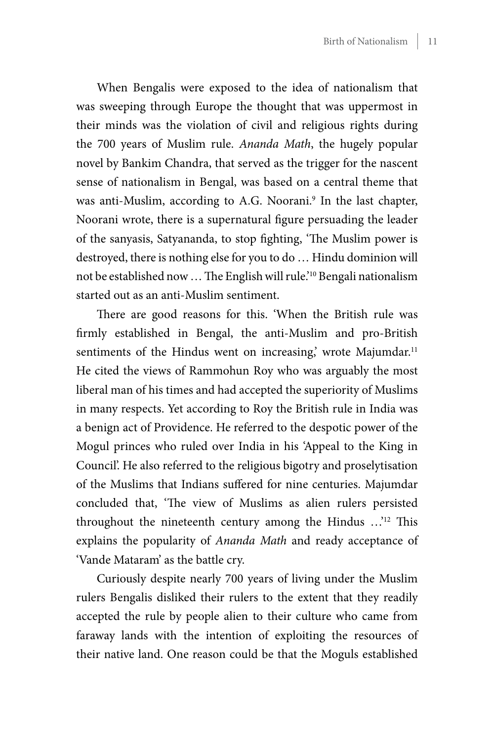When Bengalis were exposed to the idea of nationalism that was sweeping through Europe the thought that was uppermost in their minds was the violation of civil and religious rights during the 700 years of Muslim rule. *Ananda Math*, the hugely popular novel by Bankim Chandra, that served as the trigger for the nascent sense of nationalism in Bengal, was based on a central theme that was anti-Muslim, according to A.G. Noorani.[9] In the last chapter, Noorani wrote, there is a supernatural figure persuading the leader of the sanyasis, Satyananda, to stop fighting, 'The Muslim power is destroyed, there is nothing else for you to do … Hindu dominion will not be established now … The English will rule.'[10] Bengali nationalism started out as an anti-Muslim sentiment.

There are good reasons for this. 'When the British rule was firmly established in Bengal, the anti-Muslim and pro-British sentiments of the Hindus went on increasing,' wrote Majumdar.[11] He cited the views of Rammohun Roy who was arguably the most liberal man of his times and had accepted the superiority of Muslims in many respects. Yet according to Roy the British rule in India was a benign act of Providence. He referred to the despotic power of the Mogul princes who ruled over India in his 'Appeal to the King in Council'. He also referred to the religious bigotry and proselytisation of the Muslims that Indians suffered for nine centuries. Majumdar concluded that, 'The view of Muslims as alien rulers persisted throughout the nineteenth century among the Hindus …'[12] This explains the popularity of *Ananda Math* and ready acceptance of 'Vande Mataram' as the battle cry.

Curiously despite nearly 700 years of living under the Muslim rulers Bengalis disliked their rulers to the extent that they readily accepted the rule by people alien to their culture who came from faraway lands with the intention of exploiting the resources of their native land. One reason could be that the Moguls established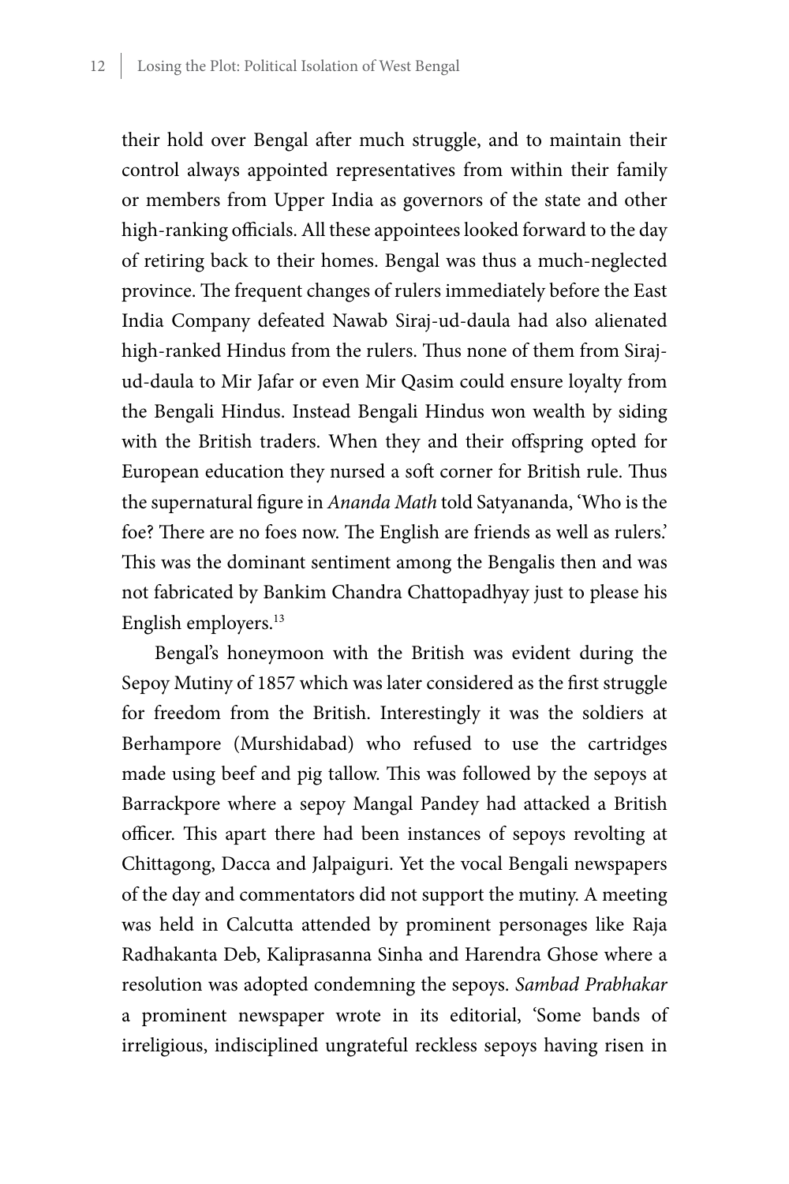their hold over Bengal after much struggle, and to maintain their control always appointed representatives from within their family or members from Upper India as governors of the state and other high-ranking officials. All these appointees looked forward to the day of retiring back to their homes. Bengal was thus a much-neglected province. The frequent changes of rulers immediately before the East India Company defeated Nawab Siraj-ud-daula had also alienated high-ranked Hindus from the rulers. Thus none of them from Siraj-ud-daula to Mir Jafar or even Mir Qasim could ensure loyalty from the Bengali Hindus. Instead Bengali Hindus won wealth by siding with the British traders. When they and their offspring opted for European education they nursed a soft corner for British rule. Thus the supernatural figure in *Ananda Math* told Satyananda, 'Who is the foe? There are no foes now. The English are friends as well as rulers.' This was the dominant sentiment among the Bengalis then and was not fabricated by Bankim Chandra Chattopadhyay just to please his English employers.[13]

Bengal's honeymoon with the British was evident during the Sepoy Mutiny of 1857 which was later considered as the first struggle for freedom from the British. Interestingly it was the soldiers at Berhampore (Murshidabad) who refused to use the cartridges made using beef and pig tallow. This was followed by the sepoys at Barrackpore where a sepoy Mangal Pandey had attacked a British officer. This apart there had been instances of sepoys revolting at Chittagong, Dacca and Jalpaiguri. Yet the vocal Bengali newspapers of the day and commentators did not support the mutiny. A meeting was held in Calcutta attended by prominent personages like Raja Radhakanta Deb, Kaliprasanna Sinha and Harendra Ghose where a resolution was adopted condemning the sepoys. *Sambad Prabhakar* a prominent newspaper wrote in its editorial, 'Some bands of irreligious, indisciplined ungrateful reckless sepoys having risen in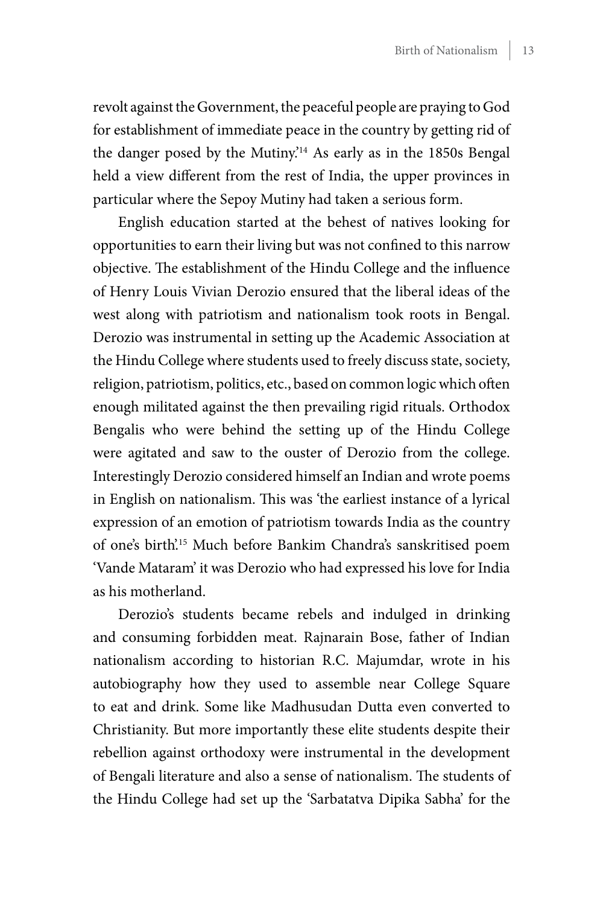revolt against the Government, the peaceful people are praying to God for establishment of immediate peace in the country by getting rid of the danger posed by the Mutiny.'[14] As early as in the 1850s Bengal held a view different from the rest of India, the upper provinces in particular where the Sepoy Mutiny had taken a serious form.

English education started at the behest of natives looking for opportunities to earn their living but was not confined to this narrow objective. The establishment of the Hindu College and the influence of Henry Louis Vivian Derozio ensured that the liberal ideas of the west along with patriotism and nationalism took roots in Bengal. Derozio was instrumental in setting up the Academic Association at the Hindu College where students used to freely discuss state, society, religion, patriotism, politics, etc., based on common logic which often enough militated against the then prevailing rigid rituals. Orthodox Bengalis who were behind the setting up of the Hindu College were agitated and saw to the ouster of Derozio from the college. Interestingly Derozio considered himself an Indian and wrote poems in English on nationalism. This was 'the earliest instance of a lyrical expression of an emotion of patriotism towards India as the country of one's birth'.[15] Much before Bankim Chandra's sanskritised poem 'Vande Mataram' it was Derozio who had expressed his love for India as his motherland.

Derozio's students became rebels and indulged in drinking and consuming forbidden meat. Rajnarain Bose, father of Indian nationalism according to historian R.C. Majumdar, wrote in his autobiography how they used to assemble near College Square to eat and drink. Some like Madhusudan Dutta even converted to Christianity. But more importantly these elite students despite their rebellion against orthodoxy were instrumental in the development of Bengali literature and also a sense of nationalism. The students of the Hindu College had set up the 'Sarbatatva Dipika Sabha' for the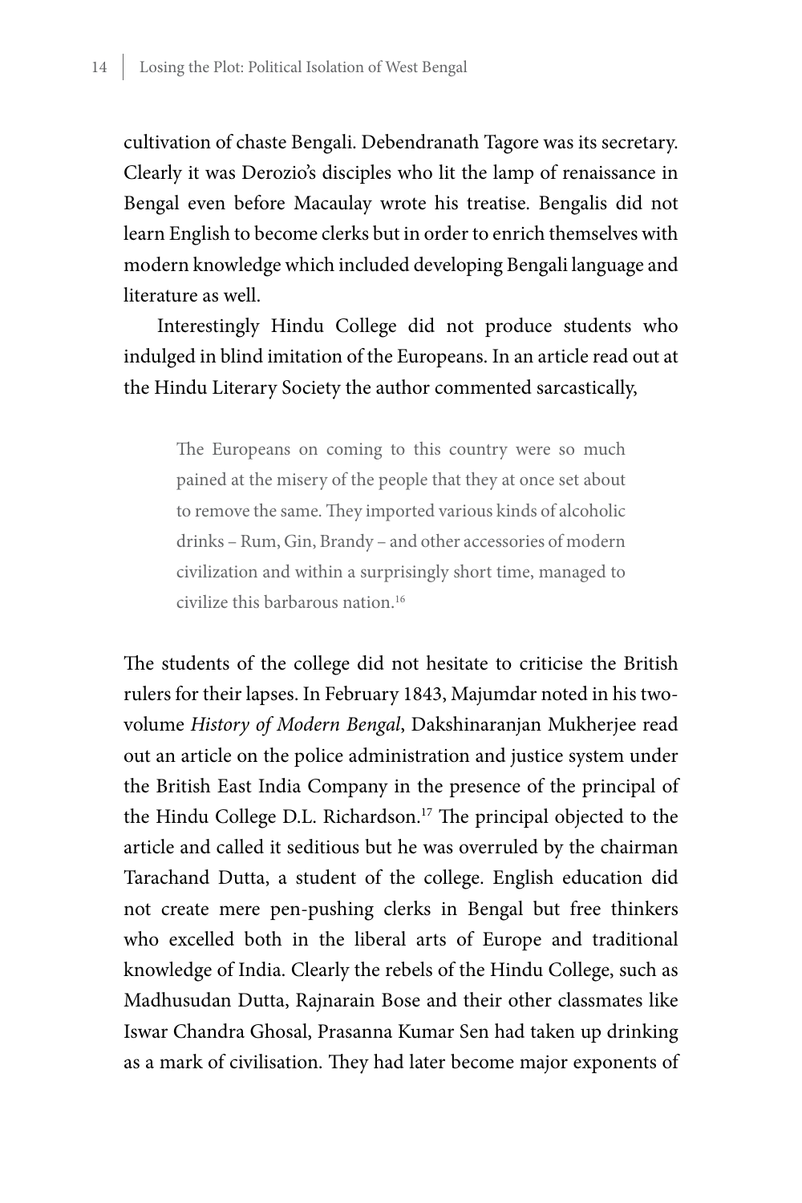cultivation of chaste Bengali. Debendranath Tagore was its secretary. Clearly it was Derozio's disciples who lit the lamp of renaissance in Bengal even before Macaulay wrote his treatise. Bengalis did not learn English to become clerks but in order to enrich themselves with modern knowledge which included developing Bengali language and literature as well.

Interestingly Hindu College did not produce students who indulged in blind imitation of the Europeans. In an article read out at the Hindu Literary Society the author commented sarcastically,

> The Europeans on coming to this country were so much pained at the misery of the people that they at once set about to remove the same. They imported various kinds of alcoholic drinks – Rum, Gin, Brandy – and other accessories of modern civilization and within a surprisingly short time, managed to civilize this barbarous nation.[16]

The students of the college did not hesitate to criticise the British rulers for their lapses. In February 1843, Majumdar noted in his two-volume *History of Modern Bengal*, Dakshinaranjan Mukherjee read out an article on the police administration and justice system under the British East India Company in the presence of the principal of the Hindu College D.L. Richardson.[17] The principal objected to the article and called it seditious but he was overruled by the chairman Tarachand Dutta, a student of the college. English education did not create mere pen-pushing clerks in Bengal but free thinkers who excelled both in the liberal arts of Europe and traditional knowledge of India. Clearly the rebels of the Hindu College, such as Madhusudan Dutta, Rajnarain Bose and their other classmates like Iswar Chandra Ghosal, Prasanna Kumar Sen had taken up drinking as a mark of civilisation. They had later become major exponents of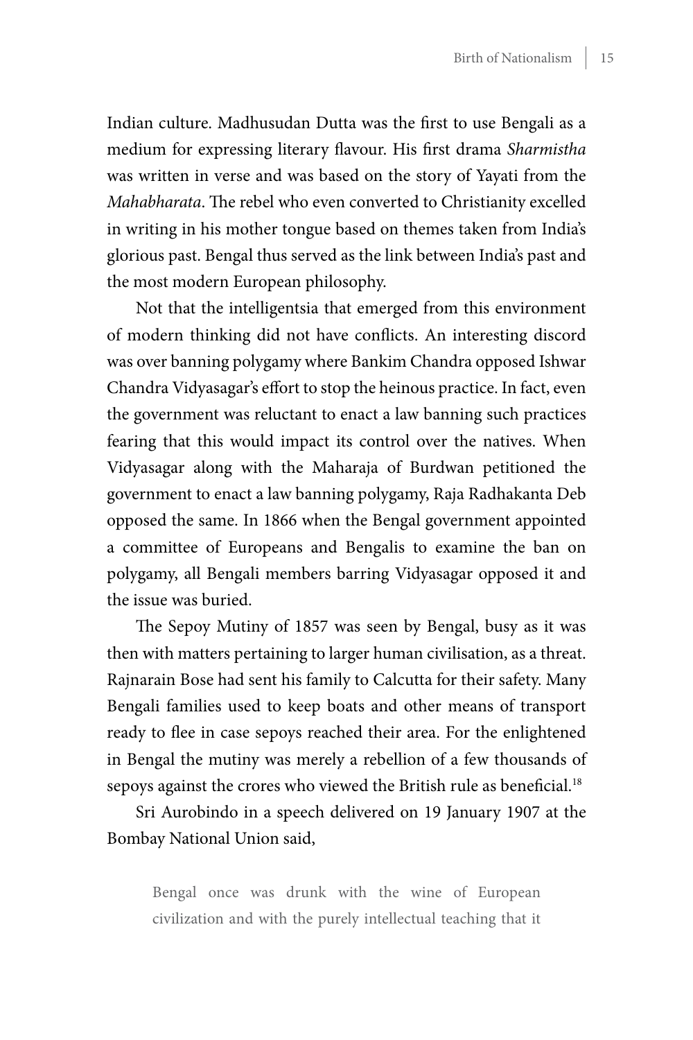Indian culture. Madhusudan Dutta was the first to use Bengali as a medium for expressing literary flavour. His first drama *Sharmistha* was written in verse and was based on the story of Yayati from the *Mahabharata*. The rebel who even converted to Christianity excelled in writing in his mother tongue based on themes taken from India's glorious past. Bengal thus served as the link between India's past and the most modern European philosophy.

Not that the intelligentsia that emerged from this environment of modern thinking did not have conflicts. An interesting discord was over banning polygamy where Bankim Chandra opposed Ishwar Chandra Vidyasagar's effort to stop the heinous practice. In fact, even the government was reluctant to enact a law banning such practices fearing that this would impact its control over the natives. When Vidyasagar along with the Maharaja of Burdwan petitioned the government to enact a law banning polygamy, Raja Radhakanta Deb opposed the same. In 1866 when the Bengal government appointed a committee of Europeans and Bengalis to examine the ban on polygamy, all Bengali members barring Vidyasagar opposed it and the issue was buried.

The Sepoy Mutiny of 1857 was seen by Bengal, busy as it was then with matters pertaining to larger human civilisation, as a threat. Rajnarain Bose had sent his family to Calcutta for their safety. Many Bengali families used to keep boats and other means of transport ready to flee in case sepoys reached their area. For the enlightened in Bengal the mutiny was merely a rebellion of a few thousands of sepoys against the crores who viewed the British rule as beneficial.[18]

Sri Aurobindo in a speech delivered on 19 January 1907 at the Bombay National Union said,

> Bengal once was drunk with the wine of European civilization and with the purely intellectual teaching that it